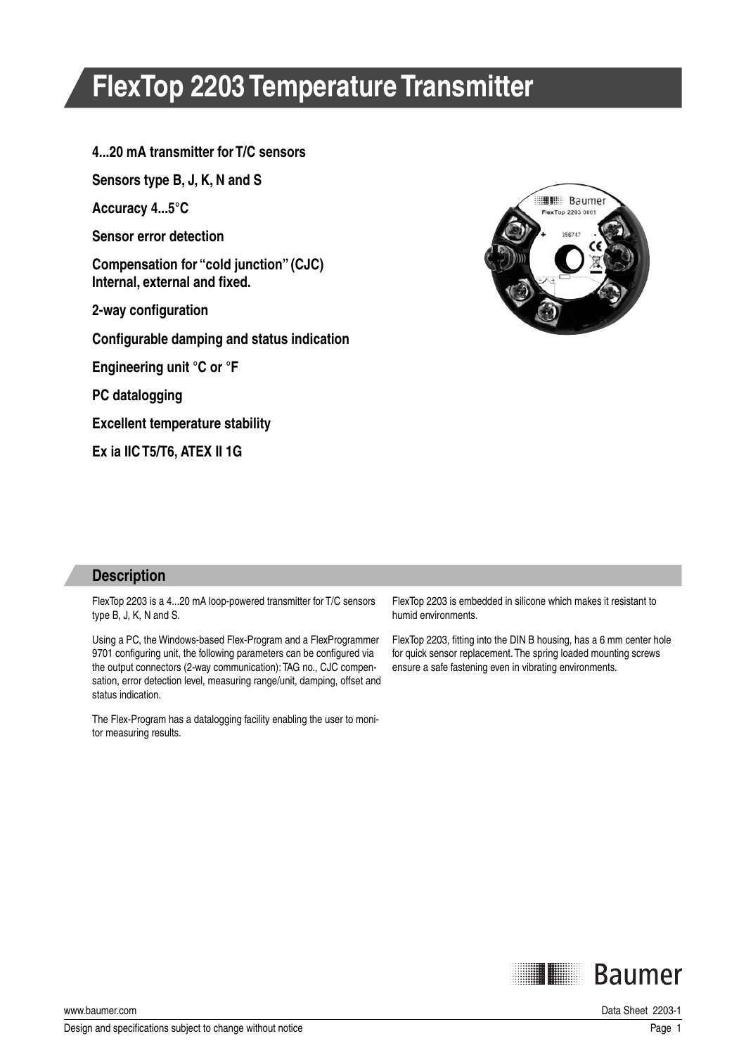# FlexTop 2203 Temperature Transmitter

**4...20 mA transmitter for T/C sensors**

**Sensors type B, J, K, N and S**

**Accuracy 4...5°C**

**Sensor error detection**

**Compensation for "cold junction" (CJC) Internal, external and fixed.**

**2-way configuration**

**Configurable damping and status indication**

**Engineering unit °C or °F**

**PC datalogging**

**Excellent temperature stability**

**Ex ia IIC T5/T6, ATEX II 1G**

## Description

FlexTop 2203 is a 4...20 mA loop-powered transmitter for T/C sensors type B, J, K, N and S.

Using a PC, the Windows-based Flex-Program and a FlexProgrammer 9701 configuring unit, the following parameters can be configured via the output connectors (2-way communication): TAG no., CJC compensation, error detection level, measuring range/unit, damping, offset and status indication.

The Flex-Program has a datalogging facility enabling the user to monitor measuring results.

FlexTop 2203 is embedded in silicone which makes it resistant to humid environments.

FlexTop 2203, fitting into the DIN B housing, has a 6 mm center hole for quick sensor replacement. The spring loaded mounting screws ensure a safe fastening even in vibrating environments.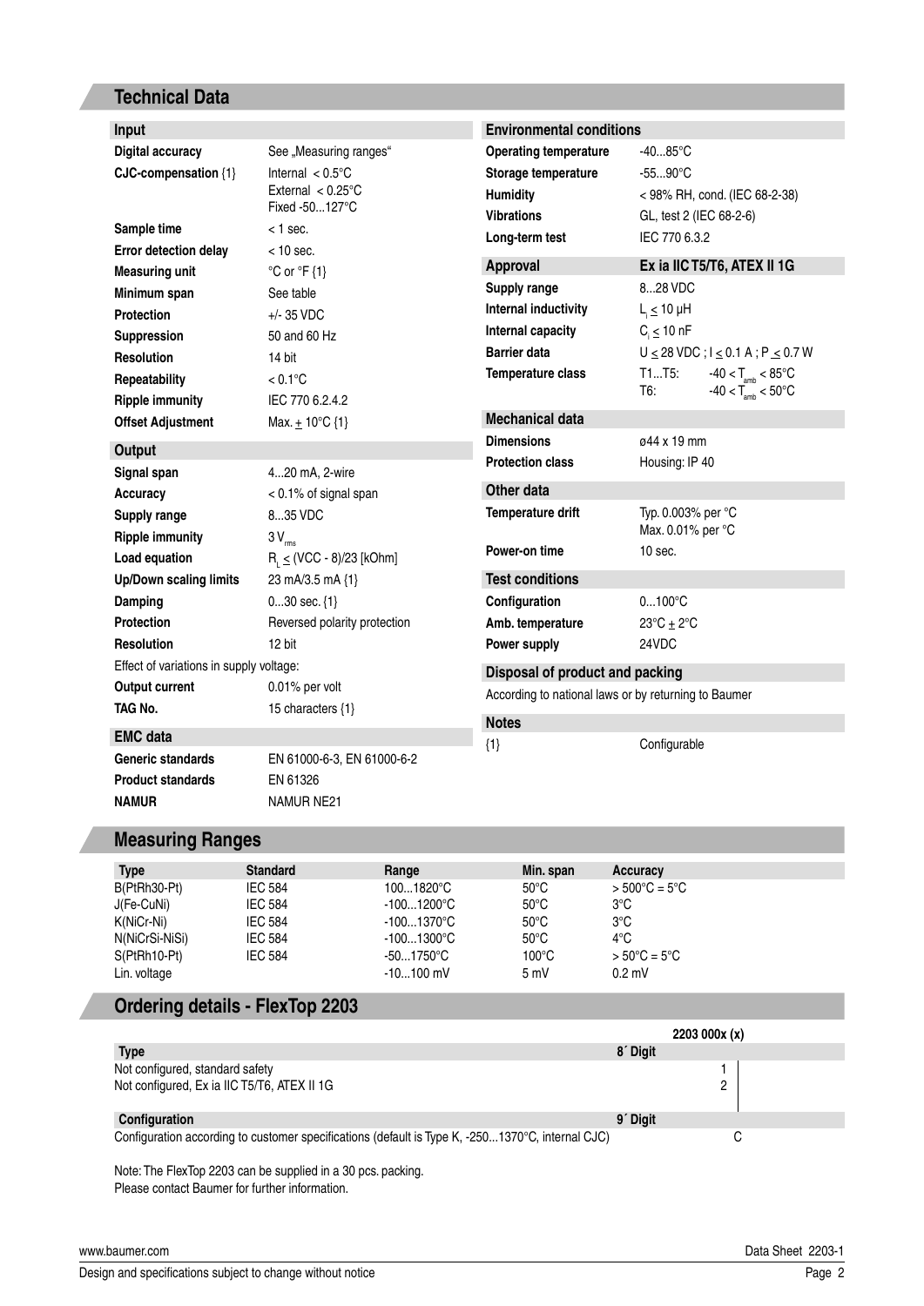## Technical Data

| Input | |
|---|---|
| **Digital accuracy** | See „Measuring ranges“ |
| **CJC-compensation** {1} | Internal < 0.5°C<br>External < 0.25°C<br>Fixed -50...127°C |
| **Sample time** | < 1 sec. |
| **Error detection delay** | < 10 sec. |
| **Measuring unit** | °C or °F {1} |
| **Minimum span** | See table |
| **Protection** | +/- 35 VDC |
| **Suppression** | 50 and 60 Hz |
| **Resolution** | 14 bit |
| **Repeatability** | < 0.1°C |
| **Ripple immunity** | IEC 770 6.2.4.2 |
| **Offset Adjustment** | Max. ± 10°C {1} |

| Output | |
|---|---|
| **Signal span** | 4...20 mA, 2-wire |
| **Accuracy** | < 0.1% of signal span |
| **Supply range** | 8...35 VDC |
| **Ripple immunity** | 3 $V_{rms}$ |
| **Load equation** | $R_L \leq$ (VCC - 8)/23 [kOhm] |
| **Up/Down scaling limits** | 23 mA/3.5 mA {1} |
| **Damping** | 0...30 sec. {1} |
| **Protection** | Reversed polarity protection |
| **Resolution** | 12 bit |
| Effect of variations in supply voltage: | |
| **Output current** | 0.01% per volt |
| **TAG No.** | 15 characters {1} |

| EMC data | |
|---|---|
| **Generic standards** | EN 61000-6-3, EN 61000-6-2 |
| **Product standards** | EN 61326 |
| **NAMUR** | NAMUR NE21 |

| Environmental conditions | |
|---|---|
| **Operating temperature** | -40...85°C |
| **Storage temperature** | -55...90°C |
| **Humidity** | < 98% RH, cond. (IEC 68-2-38) |
| **Vibrations** | GL, test 2 (IEC 68-2-6) |
| **Long-term test** | IEC 770 6.3.2 |

| Approval | Ex ia IIC T5/T6, ATEX II 1G |
|---|---|
| **Supply range** | 8...28 VDC |
| **Internal inductivity** | $L_i \leq 10$ µH |
| **Internal capacity** | $C_i \leq 10$ nF |
| **Barrier data** | $U \leq 28$ VDC ; $I \leq 0.1$ A ; $P \leq 0.7$ W |
| **Temperature class** | T1...T5: $-40 < T_{amb} < 85$°C<br>T6: $-40 < T_{amb} < 50$°C |

| Mechanical data | |
|---|---|
| **Dimensions** | ø44 x 19 mm |
| **Protection class** | Housing: IP 40 |

| Other data | |
|---|---|
| **Temperature drift** | Typ. 0.003% per °C<br>Max. 0.01% per °C |
| **Power-on time** | 10 sec. |

| Test conditions | |
|---|---|
| **Configuration** | 0...100°C |
| **Amb. temperature** | 23°C ± 2°C |
| **Power supply** | 24VDC |

**Disposal of product and packing**

According to national laws or by returning to Baumer

**Notes**

{1} Configurable

## Measuring Ranges

| Type | Standard | Range | Min. span | Accuracy |
|---|---|---|---|---|
| B(PtRh30-Pt) | IEC 584 | 100...1820°C | 50°C | > 500°C = 5°C |
| J(Fe-CuNi) | IEC 584 | -100...1200°C | 50°C | 3°C |
| K(NiCr-Ni) | IEC 584 | -100...1370°C | 50°C | 3°C |
| N(NiCrSi-NiSi) | IEC 584 | -100...1300°C | 50°C | 4°C |
| S(PtRh10-Pt) | IEC 584 | -50...1750°C | 100°C | > 50°C = 5°C |
| Lin. voltage | | -10...100 mV | 5 mV | 0.2 mV |

## Ordering details - FlexTop 2203

| | | 2203 000x (x) |
|---|---|---|
| **Type** | **8´ Digit** | |
| Not configured, standard safety | | 1 |
| Not configured, Ex ia IIC T5/T6, ATEX II 1G | | 2 |
| **Configuration** | **9´ Digit** | |
| Configuration according to customer specifications (default is Type K, -250...1370°C, internal CJC) | | C |

Note: The FlexTop 2203 can be supplied in a 30 pcs. packing.
Please contact Baumer for further information.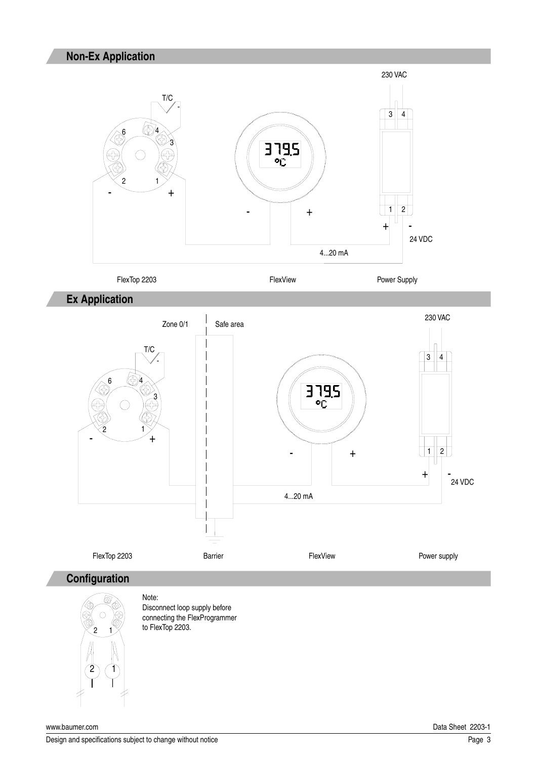## Non-Ex Application

230 VAC

T/C

3 4

6 4 3

379.5 °C

2 1

- +

- +

1 2

+ -

24 VDC

4...20 mA

FlexTop 2203

FlexView

Power Supply

## Ex Application

Zone 0/1

Safe area

230 VAC

T/C

3 4

6 4 3

379.5 °C

2 1

- +

- +

1 2

+ -

24 VDC

4...20 mA

FlexTop 2203

Barrier

FlexView

Power supply

## Configuration

2 1

2 1

Note:
Disconnect loop supply before connecting the FlexProgrammer to FlexTop 2203.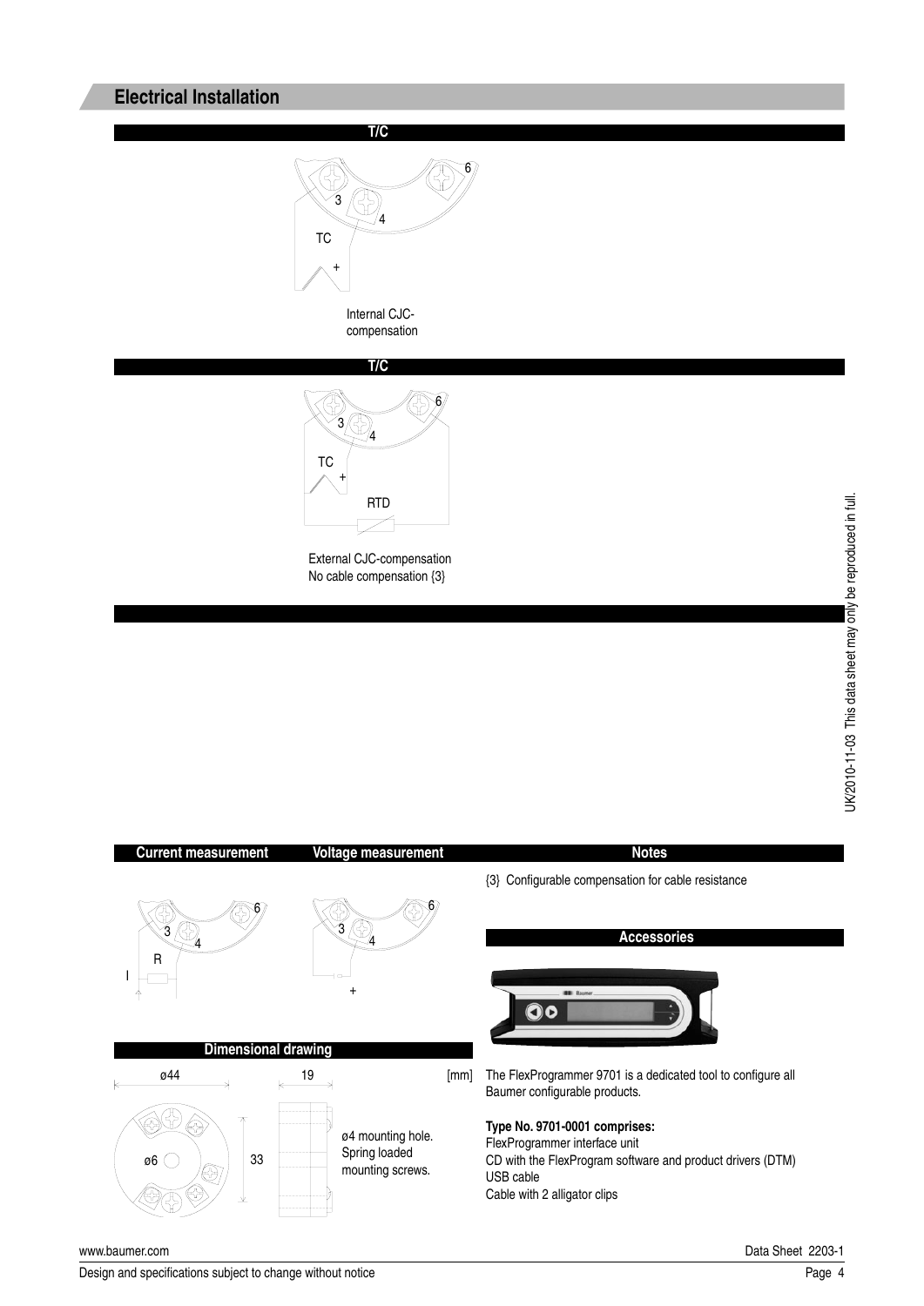## Electrical Installation

**T/C**

3
4
6
TC
+

Internal CJC-compensation

**T/C**

3
4
6
TC
+
RTD

External CJC-compensation
No cable compensation {3}

**Current measurement**

3
4
6
R
I

**Voltage measurement**

3
4
6
+

**Notes**

{3} Configurable compensation for cable resistance

**Accessories**

The FlexProgrammer 9701 is a dedicated tool to configure all Baumer configurable products.

**Type No. 9701-0001 comprises:**
FlexProgrammer interface unit
CD with the FlexProgram software and product drivers (DTM)
USB cable
Cable with 2 alligator clips

**Dimensional drawing**

ø44
19
[mm]
ø6
33

ø4 mounting hole.
Spring loaded mounting screws.

UK/2010-11-03 This data sheet may only be reproduced in full.

www.baumer.com
Data Sheet 2203-1
Design and specifications subject to change without notice